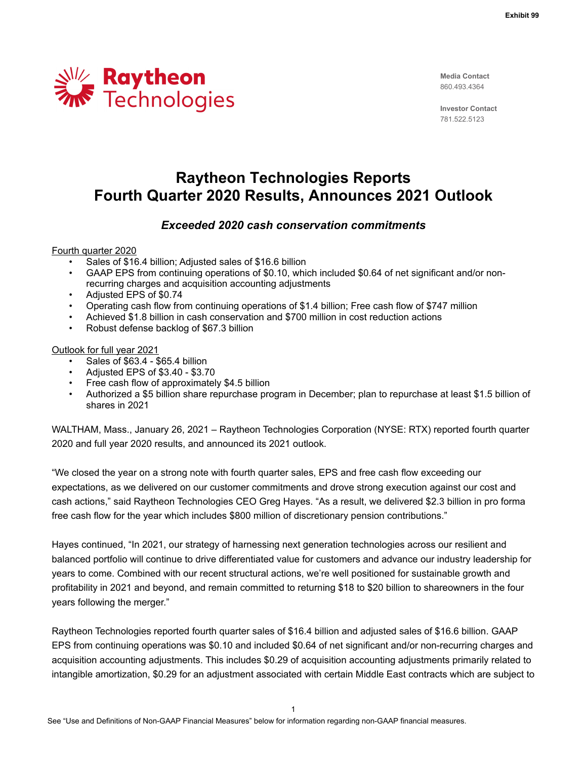Exhibit 99

Raytheon Technologies

**Media Contact**
860.493.4364

**Investor Contact**
781.522.5123

# Raytheon Technologies Reports Fourth Quarter 2020 Results, Announces 2021 Outlook

### *Exceeded 2020 cash conservation commitments*

Fourth quarter 2020

- Sales of $16.4 billion; Adjusted sales of $16.6 billion
- GAAP EPS from continuing operations of $0.10, which included $0.64 of net significant and/or non-recurring charges and acquisition accounting adjustments
- Adjusted EPS of $0.74
- Operating cash flow from continuing operations of $1.4 billion; Free cash flow of $747 million
- Achieved $1.8 billion in cash conservation and $700 million in cost reduction actions
- Robust defense backlog of $67.3 billion

Outlook for full year 2021

- Sales of $63.4 - $65.4 billion
- Adjusted EPS of $3.40 - $3.70
- Free cash flow of approximately $4.5 billion
- Authorized a $5 billion share repurchase program in December; plan to repurchase at least $1.5 billion of shares in 2021

WALTHAM, Mass., January 26, 2021 – Raytheon Technologies Corporation (NYSE: RTX) reported fourth quarter 2020 and full year 2020 results, and announced its 2021 outlook.

"We closed the year on a strong note with fourth quarter sales, EPS and free cash flow exceeding our expectations, as we delivered on our customer commitments and drove strong execution against our cost and cash actions," said Raytheon Technologies CEO Greg Hayes. "As a result, we delivered $2.3 billion in pro forma free cash flow for the year which includes $800 million of discretionary pension contributions."

Hayes continued, "In 2021, our strategy of harnessing next generation technologies across our resilient and balanced portfolio will continue to drive differentiated value for customers and advance our industry leadership for years to come. Combined with our recent structural actions, we're well positioned for sustainable growth and profitability in 2021 and beyond, and remain committed to returning $18 to $20 billion to shareowners in the four years following the merger."

Raytheon Technologies reported fourth quarter sales of $16.4 billion and adjusted sales of $16.6 billion. GAAP EPS from continuing operations was $0.10 and included $0.64 of net significant and/or non-recurring charges and acquisition accounting adjustments. This includes $0.29 of acquisition accounting adjustments primarily related to intangible amortization, $0.29 for an adjustment associated with certain Middle East contracts which are subject to

See "Use and Definitions of Non-GAAP Financial Measures" below for information regarding non-GAAP financial measures.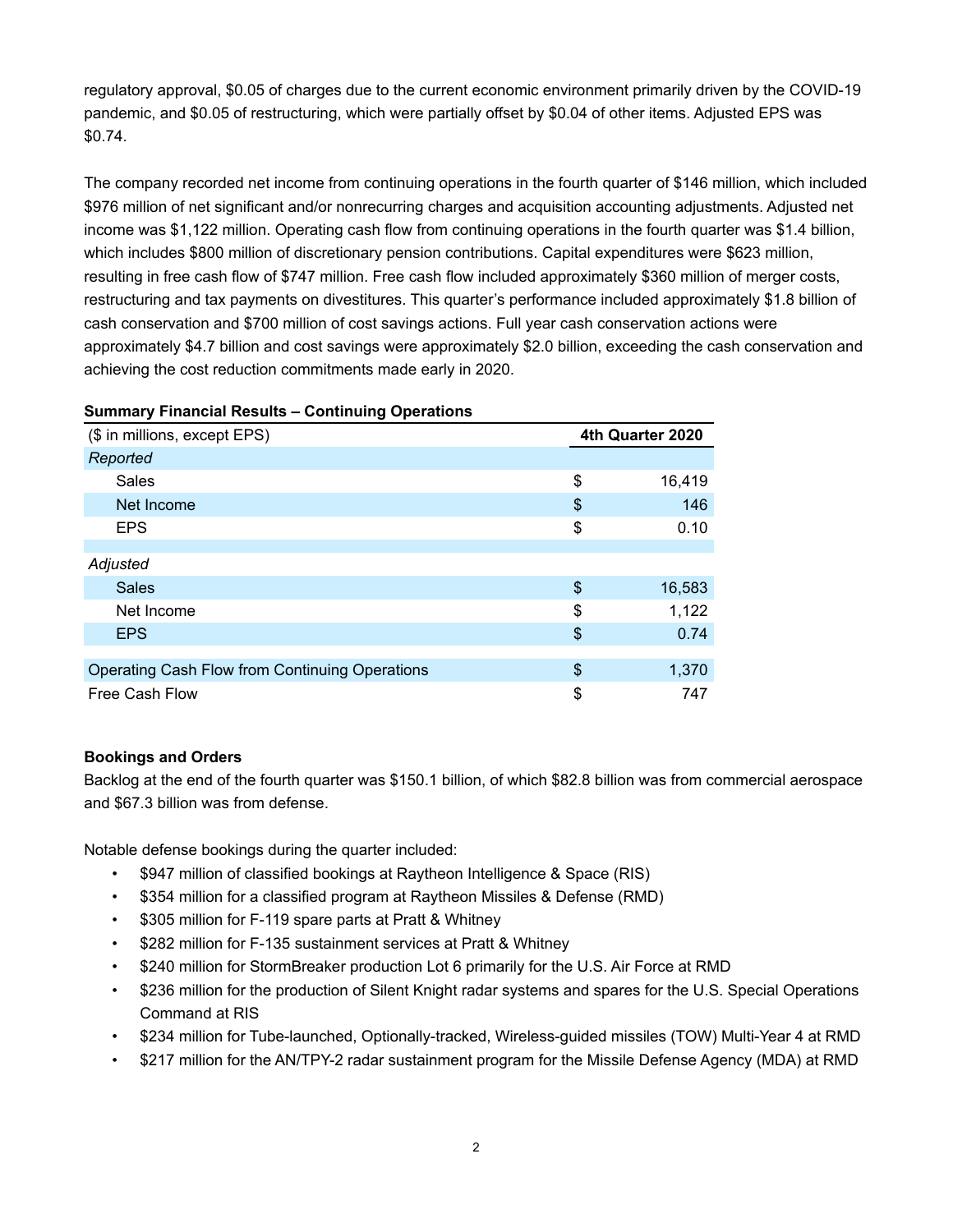regulatory approval, $0.05 of charges due to the current economic environment primarily driven by the COVID-19 pandemic, and $0.05 of restructuring, which were partially offset by $0.04 of other items. Adjusted EPS was $0.74.

The company recorded net income from continuing operations in the fourth quarter of $146 million, which included $976 million of net significant and/or nonrecurring charges and acquisition accounting adjustments. Adjusted net income was $1,122 million. Operating cash flow from continuing operations in the fourth quarter was $1.4 billion, which includes $800 million of discretionary pension contributions. Capital expenditures were $623 million, resulting in free cash flow of $747 million. Free cash flow included approximately $360 million of merger costs, restructuring and tax payments on divestitures. This quarter's performance included approximately $1.8 billion of cash conservation and $700 million of cost savings actions. Full year cash conservation actions were approximately $4.7 billion and cost savings were approximately $2.0 billion, exceeding the cash conservation and achieving the cost reduction commitments made early in 2020.

**Summary Financial Results – Continuing Operations**

| ($ in millions, except EPS) | 4th Quarter 2020 |
|---|---|
| *Reported* | |
| Sales | $ 16,419 |
| Net Income | $ 146 |
| EPS | $ 0.10 |
| | |
| *Adjusted* | |
| Sales | $ 16,583 |
| Net Income | $ 1,122 |
| EPS | $ 0.74 |
| | |
| Operating Cash Flow from Continuing Operations | $ 1,370 |
| Free Cash Flow | $ 747 |

**Bookings and Orders**

Backlog at the end of the fourth quarter was $150.1 billion, of which $82.8 billion was from commercial aerospace and $67.3 billion was from defense.

Notable defense bookings during the quarter included:

- $947 million of classified bookings at Raytheon Intelligence & Space (RIS)
- $354 million for a classified program at Raytheon Missiles & Defense (RMD)
- $305 million for F-119 spare parts at Pratt & Whitney
- $282 million for F-135 sustainment services at Pratt & Whitney
- $240 million for StormBreaker production Lot 6 primarily for the U.S. Air Force at RMD
- $236 million for the production of Silent Knight radar systems and spares for the U.S. Special Operations Command at RIS
- $234 million for Tube-launched, Optionally-tracked, Wireless-guided missiles (TOW) Multi-Year 4 at RMD
- $217 million for the AN/TPY-2 radar sustainment program for the Missile Defense Agency (MDA) at RMD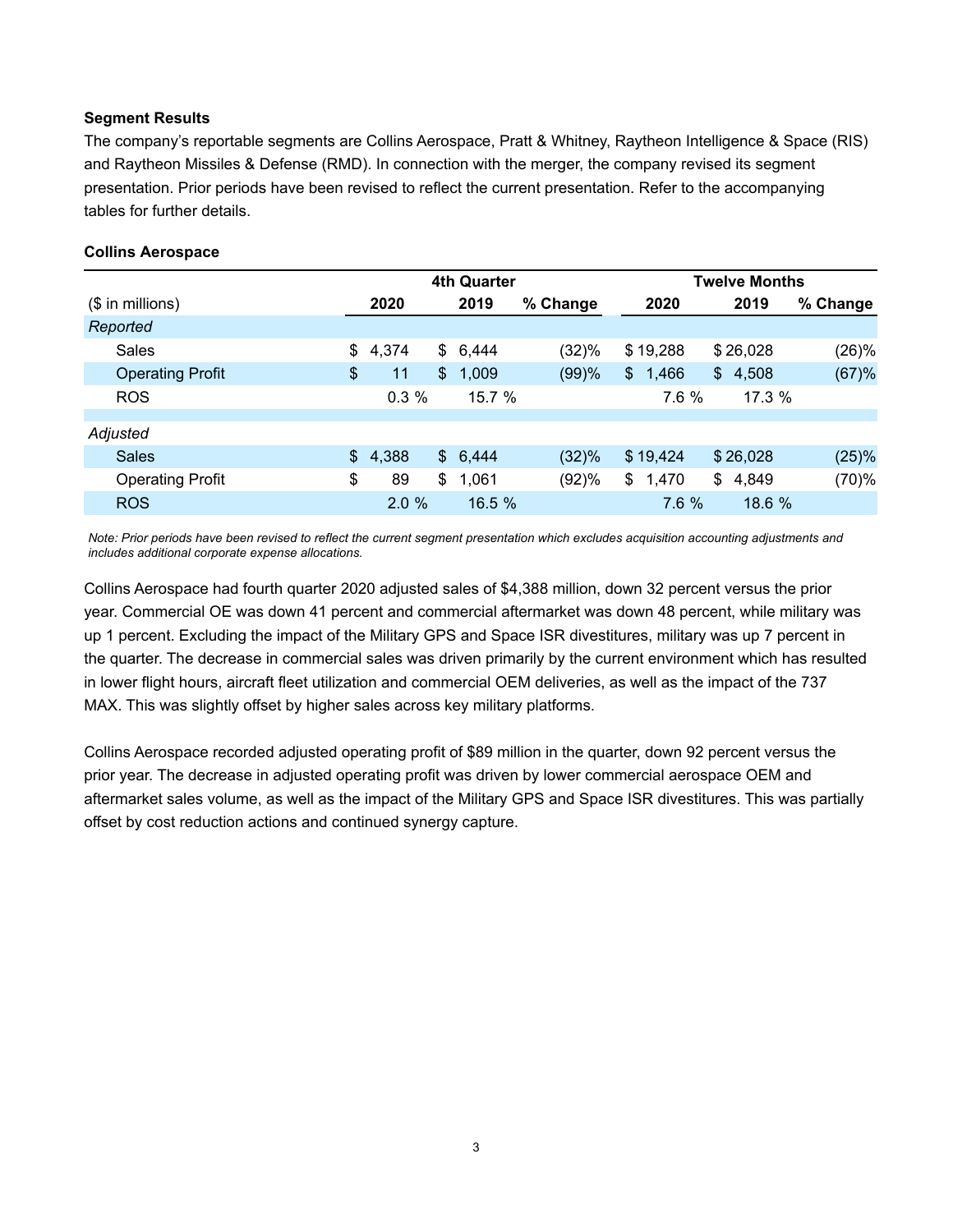**Segment Results**

The company's reportable segments are Collins Aerospace, Pratt & Whitney, Raytheon Intelligence & Space (RIS) and Raytheon Missiles & Defense (RMD). In connection with the merger, the company revised its segment presentation. Prior periods have been revised to reflect the current presentation. Refer to the accompanying tables for further details.

**Collins Aerospace**

| | 4th Quarter | | | Twelve Months | | |
|---|---|---|---|---|---|---|
| ($ in millions) | 2020 | 2019 | % Change | 2020 | 2019 | % Change |
| *Reported* | | | | | | |
| Sales | $ 4,374 | $ 6,444 | (32)% | $ 19,288 | $ 26,028 | (26)% |
| Operating Profit | $ 11 | $ 1,009 | (99)% | $ 1,466 | $ 4,508 | (67)% |
| ROS | 0.3 % | 15.7 % | | 7.6 % | 17.3 % | |
| *Adjusted* | | | | | | |
| Sales | $ 4,388 | $ 6,444 | (32)% | $ 19,424 | $ 26,028 | (25)% |
| Operating Profit | $ 89 | $ 1,061 | (92)% | $ 1,470 | $ 4,849 | (70)% |
| ROS | 2.0 % | 16.5 % | | 7.6 % | 18.6 % | |

*Note: Prior periods have been revised to reflect the current segment presentation which excludes acquisition accounting adjustments and includes additional corporate expense allocations.*

Collins Aerospace had fourth quarter 2020 adjusted sales of $4,388 million, down 32 percent versus the prior year. Commercial OE was down 41 percent and commercial aftermarket was down 48 percent, while military was up 1 percent. Excluding the impact of the Military GPS and Space ISR divestitures, military was up 7 percent in the quarter. The decrease in commercial sales was driven primarily by the current environment which has resulted in lower flight hours, aircraft fleet utilization and commercial OEM deliveries, as well as the impact of the 737 MAX. This was slightly offset by higher sales across key military platforms.

Collins Aerospace recorded adjusted operating profit of $89 million in the quarter, down 92 percent versus the prior year. The decrease in adjusted operating profit was driven by lower commercial aerospace OEM and aftermarket sales volume, as well as the impact of the Military GPS and Space ISR divestitures. This was partially offset by cost reduction actions and continued synergy capture.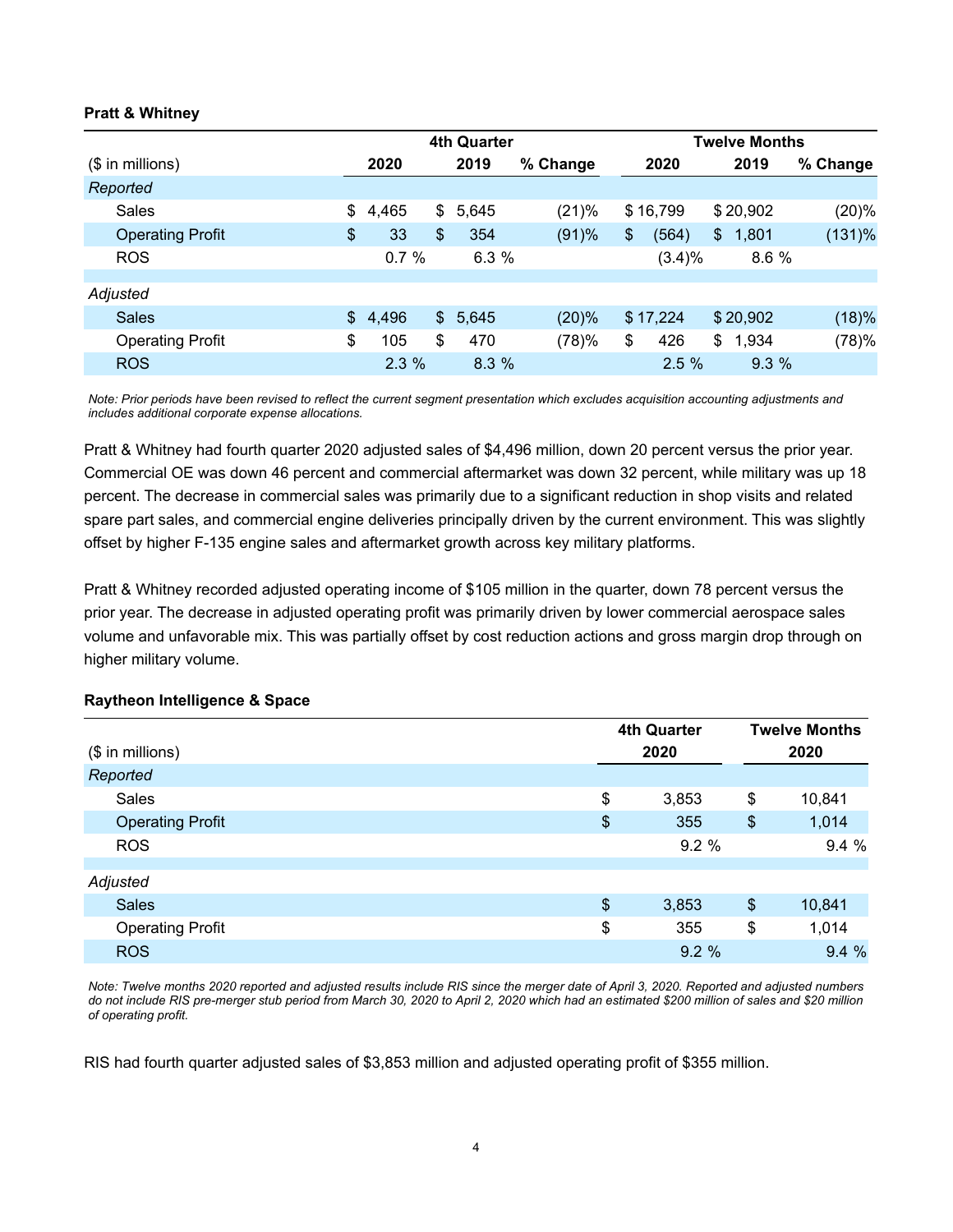**Pratt & Whitney**

| ($ in millions) | 4th Quarter 2020 | 4th Quarter 2019 | % Change | Twelve Months 2020 | Twelve Months 2019 | % Change |
|---|---|---|---|---|---|---|
| *Reported* | | | | | | |
| Sales | $ 4,465 | $ 5,645 | (21)% | $ 16,799 | $ 20,902 | (20)% |
| Operating Profit | $ 33 | $ 354 | (91)% | $ (564) | $ 1,801 | (131)% |
| ROS | 0.7 % | 6.3 % | | (3.4)% | 8.6 % | |
| *Adjusted* | | | | | | |
| Sales | $ 4,496 | $ 5,645 | (20)% | $ 17,224 | $ 20,902 | (18)% |
| Operating Profit | $ 105 | $ 470 | (78)% | $ 426 | $ 1,934 | (78)% |
| ROS | 2.3 % | 8.3 % | | 2.5 % | 9.3 % | |

*Note: Prior periods have been revised to reflect the current segment presentation which excludes acquisition accounting adjustments and includes additional corporate expense allocations.*

Pratt & Whitney had fourth quarter 2020 adjusted sales of $4,496 million, down 20 percent versus the prior year. Commercial OE was down 46 percent and commercial aftermarket was down 32 percent, while military was up 18 percent. The decrease in commercial sales was primarily due to a significant reduction in shop visits and related spare part sales, and commercial engine deliveries principally driven by the current environment. This was slightly offset by higher F-135 engine sales and aftermarket growth across key military platforms.

Pratt & Whitney recorded adjusted operating income of $105 million in the quarter, down 78 percent versus the prior year. The decrease in adjusted operating profit was primarily driven by lower commercial aerospace sales volume and unfavorable mix. This was partially offset by cost reduction actions and gross margin drop through on higher military volume.

**Raytheon Intelligence & Space**

| ($ in millions) | 4th Quarter 2020 | Twelve Months 2020 |
|---|---|---|
| *Reported* | | |
| Sales | $ 3,853 | $ 10,841 |
| Operating Profit | $ 355 | $ 1,014 |
| ROS | 9.2 % | 9.4 % |
| *Adjusted* | | |
| Sales | $ 3,853 | $ 10,841 |
| Operating Profit | $ 355 | $ 1,014 |
| ROS | 9.2 % | 9.4 % |

*Note: Twelve months 2020 reported and adjusted results include RIS since the merger date of April 3, 2020. Reported and adjusted numbers do not include RIS pre-merger stub period from March 30, 2020 to April 2, 2020 which had an estimated $200 million of sales and $20 million of operating profit.*

RIS had fourth quarter adjusted sales of $3,853 million and adjusted operating profit of $355 million.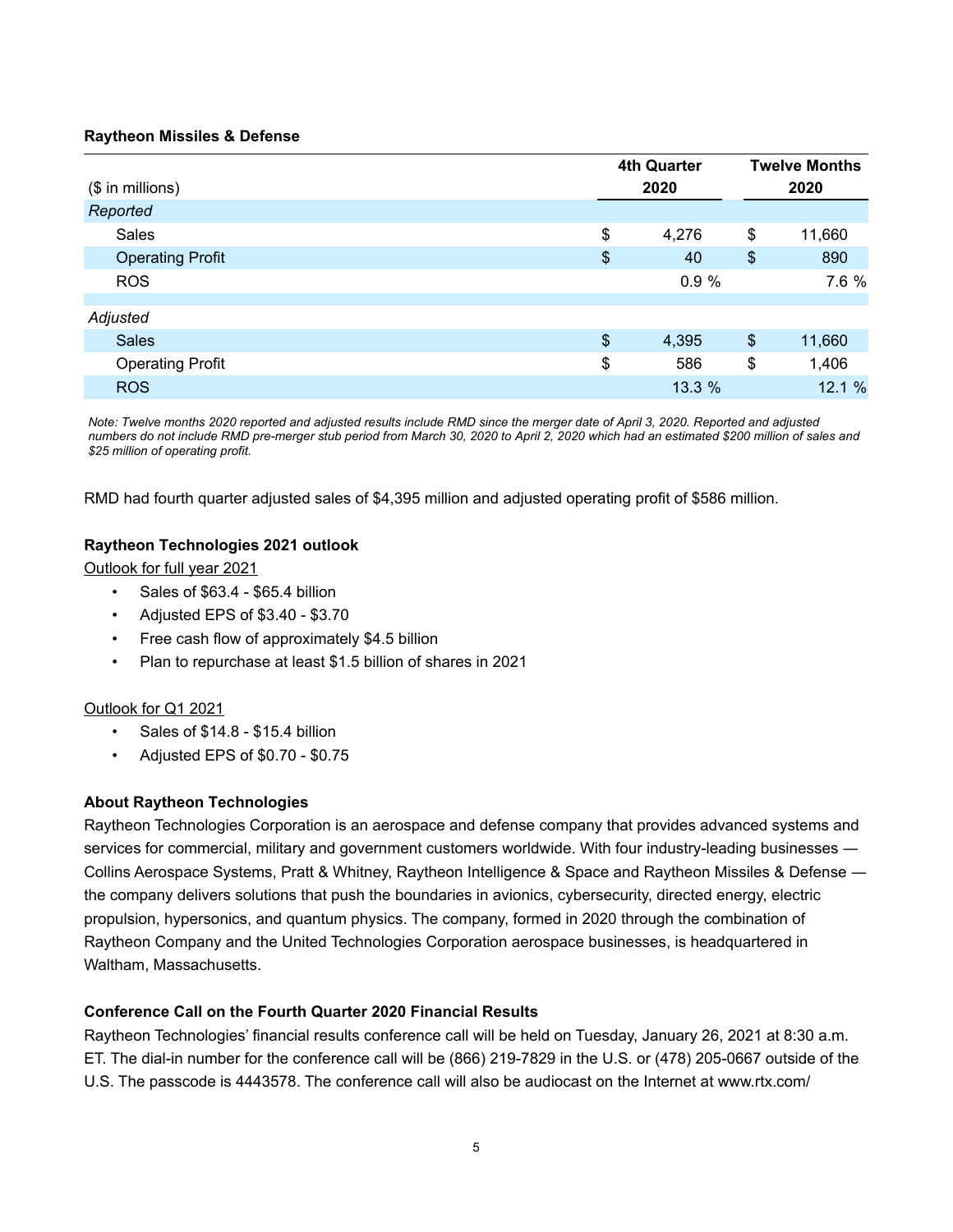**Raytheon Missiles & Defense**

| ($ in millions) | 4th Quarter 2020 | Twelve Months 2020 |
|---|---|---|
| *Reported* | | |
| Sales | $ 4,276 | $ 11,660 |
| Operating Profit | $ 40 | $ 890 |
| ROS | 0.9 % | 7.6 % |
| *Adjusted* | | |
| Sales | $ 4,395 | $ 11,660 |
| Operating Profit | $ 586 | $ 1,406 |
| ROS | 13.3 % | 12.1 % |

*Note: Twelve months 2020 reported and adjusted results include RMD since the merger date of April 3, 2020. Reported and adjusted numbers do not include RMD pre-merger stub period from March 30, 2020 to April 2, 2020 which had an estimated $200 million of sales and $25 million of operating profit.*

RMD had fourth quarter adjusted sales of $4,395 million and adjusted operating profit of $586 million.

**Raytheon Technologies 2021 outlook**

Outlook for full year 2021

- Sales of $63.4 - $65.4 billion
- Adjusted EPS of $3.40 - $3.70
- Free cash flow of approximately $4.5 billion
- Plan to repurchase at least $1.5 billion of shares in 2021

Outlook for Q1 2021

- Sales of $14.8 - $15.4 billion
- Adjusted EPS of $0.70 - $0.75

**About Raytheon Technologies**

Raytheon Technologies Corporation is an aerospace and defense company that provides advanced systems and services for commercial, military and government customers worldwide. With four industry-leading businesses — Collins Aerospace Systems, Pratt & Whitney, Raytheon Intelligence & Space and Raytheon Missiles & Defense — the company delivers solutions that push the boundaries in avionics, cybersecurity, directed energy, electric propulsion, hypersonics, and quantum physics. The company, formed in 2020 through the combination of Raytheon Company and the United Technologies Corporation aerospace businesses, is headquartered in Waltham, Massachusetts.

**Conference Call on the Fourth Quarter 2020 Financial Results**

Raytheon Technologies' financial results conference call will be held on Tuesday, January 26, 2021 at 8:30 a.m. ET. The dial-in number for the conference call will be (866) 219-7829 in the U.S. or (478) 205-0667 outside of the U.S. The passcode is 4443578. The conference call will also be audiocast on the Internet at www.rtx.com/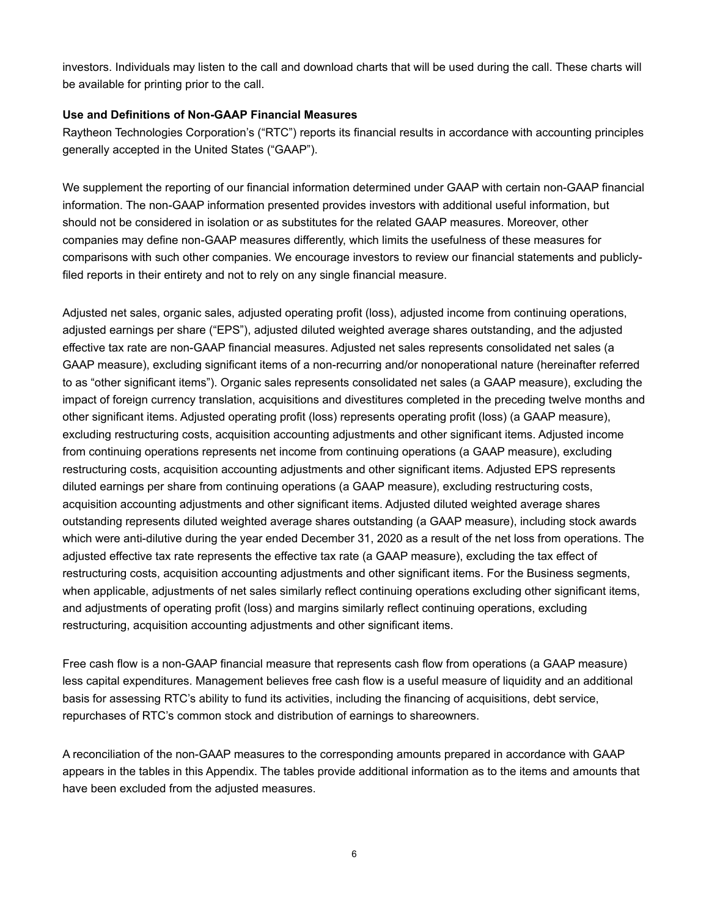investors. Individuals may listen to the call and download charts that will be used during the call. These charts will be available for printing prior to the call.

**Use and Definitions of Non-GAAP Financial Measures**

Raytheon Technologies Corporation's ("RTC") reports its financial results in accordance with accounting principles generally accepted in the United States ("GAAP").

We supplement the reporting of our financial information determined under GAAP with certain non-GAAP financial information. The non-GAAP information presented provides investors with additional useful information, but should not be considered in isolation or as substitutes for the related GAAP measures. Moreover, other companies may define non-GAAP measures differently, which limits the usefulness of these measures for comparisons with such other companies. We encourage investors to review our financial statements and publicly-filed reports in their entirety and not to rely on any single financial measure.

Adjusted net sales, organic sales, adjusted operating profit (loss), adjusted income from continuing operations, adjusted earnings per share ("EPS"), adjusted diluted weighted average shares outstanding, and the adjusted effective tax rate are non-GAAP financial measures. Adjusted net sales represents consolidated net sales (a GAAP measure), excluding significant items of a non-recurring and/or nonoperational nature (hereinafter referred to as "other significant items"). Organic sales represents consolidated net sales (a GAAP measure), excluding the impact of foreign currency translation, acquisitions and divestitures completed in the preceding twelve months and other significant items. Adjusted operating profit (loss) represents operating profit (loss) (a GAAP measure), excluding restructuring costs, acquisition accounting adjustments and other significant items. Adjusted income from continuing operations represents net income from continuing operations (a GAAP measure), excluding restructuring costs, acquisition accounting adjustments and other significant items. Adjusted EPS represents diluted earnings per share from continuing operations (a GAAP measure), excluding restructuring costs, acquisition accounting adjustments and other significant items. Adjusted diluted weighted average shares outstanding represents diluted weighted average shares outstanding (a GAAP measure), including stock awards which were anti-dilutive during the year ended December 31, 2020 as a result of the net loss from operations. The adjusted effective tax rate represents the effective tax rate (a GAAP measure), excluding the tax effect of restructuring costs, acquisition accounting adjustments and other significant items. For the Business segments, when applicable, adjustments of net sales similarly reflect continuing operations excluding other significant items, and adjustments of operating profit (loss) and margins similarly reflect continuing operations, excluding restructuring, acquisition accounting adjustments and other significant items.

Free cash flow is a non-GAAP financial measure that represents cash flow from operations (a GAAP measure) less capital expenditures. Management believes free cash flow is a useful measure of liquidity and an additional basis for assessing RTC's ability to fund its activities, including the financing of acquisitions, debt service, repurchases of RTC's common stock and distribution of earnings to shareowners.

A reconciliation of the non-GAAP measures to the corresponding amounts prepared in accordance with GAAP appears in the tables in this Appendix. The tables provide additional information as to the items and amounts that have been excluded from the adjusted measures.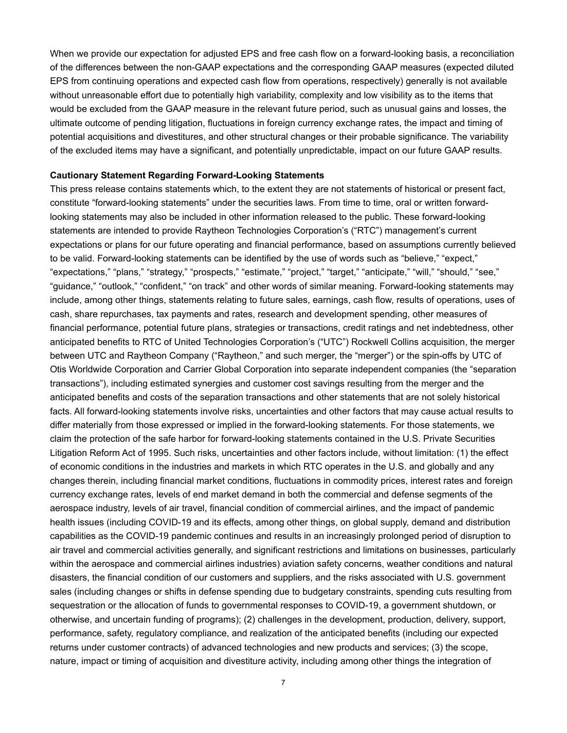When we provide our expectation for adjusted EPS and free cash flow on a forward-looking basis, a reconciliation of the differences between the non-GAAP expectations and the corresponding GAAP measures (expected diluted EPS from continuing operations and expected cash flow from operations, respectively) generally is not available without unreasonable effort due to potentially high variability, complexity and low visibility as to the items that would be excluded from the GAAP measure in the relevant future period, such as unusual gains and losses, the ultimate outcome of pending litigation, fluctuations in foreign currency exchange rates, the impact and timing of potential acquisitions and divestitures, and other structural changes or their probable significance. The variability of the excluded items may have a significant, and potentially unpredictable, impact on our future GAAP results.

**Cautionary Statement Regarding Forward-Looking Statements**

This press release contains statements which, to the extent they are not statements of historical or present fact, constitute "forward-looking statements" under the securities laws. From time to time, oral or written forward-looking statements may also be included in other information released to the public. These forward-looking statements are intended to provide Raytheon Technologies Corporation's ("RTC") management's current expectations or plans for our future operating and financial performance, based on assumptions currently believed to be valid. Forward-looking statements can be identified by the use of words such as "believe," "expect," "expectations," "plans," "strategy," "prospects," "estimate," "project," "target," "anticipate," "will," "should," "see," "guidance," "outlook," "confident," "on track" and other words of similar meaning. Forward-looking statements may include, among other things, statements relating to future sales, earnings, cash flow, results of operations, uses of cash, share repurchases, tax payments and rates, research and development spending, other measures of financial performance, potential future plans, strategies or transactions, credit ratings and net indebtedness, other anticipated benefits to RTC of United Technologies Corporation's ("UTC") Rockwell Collins acquisition, the merger between UTC and Raytheon Company ("Raytheon," and such merger, the "merger") or the spin-offs by UTC of Otis Worldwide Corporation and Carrier Global Corporation into separate independent companies (the "separation transactions"), including estimated synergies and customer cost savings resulting from the merger and the anticipated benefits and costs of the separation transactions and other statements that are not solely historical facts. All forward-looking statements involve risks, uncertainties and other factors that may cause actual results to differ materially from those expressed or implied in the forward-looking statements. For those statements, we claim the protection of the safe harbor for forward-looking statements contained in the U.S. Private Securities Litigation Reform Act of 1995. Such risks, uncertainties and other factors include, without limitation: (1) the effect of economic conditions in the industries and markets in which RTC operates in the U.S. and globally and any changes therein, including financial market conditions, fluctuations in commodity prices, interest rates and foreign currency exchange rates, levels of end market demand in both the commercial and defense segments of the aerospace industry, levels of air travel, financial condition of commercial airlines, and the impact of pandemic health issues (including COVID-19 and its effects, among other things, on global supply, demand and distribution capabilities as the COVID-19 pandemic continues and results in an increasingly prolonged period of disruption to air travel and commercial activities generally, and significant restrictions and limitations on businesses, particularly within the aerospace and commercial airlines industries) aviation safety concerns, weather conditions and natural disasters, the financial condition of our customers and suppliers, and the risks associated with U.S. government sales (including changes or shifts in defense spending due to budgetary constraints, spending cuts resulting from sequestration or the allocation of funds to governmental responses to COVID-19, a government shutdown, or otherwise, and uncertain funding of programs); (2) challenges in the development, production, delivery, support, performance, safety, regulatory compliance, and realization of the anticipated benefits (including our expected returns under customer contracts) of advanced technologies and new products and services; (3) the scope, nature, impact or timing of acquisition and divestiture activity, including among other things the integration of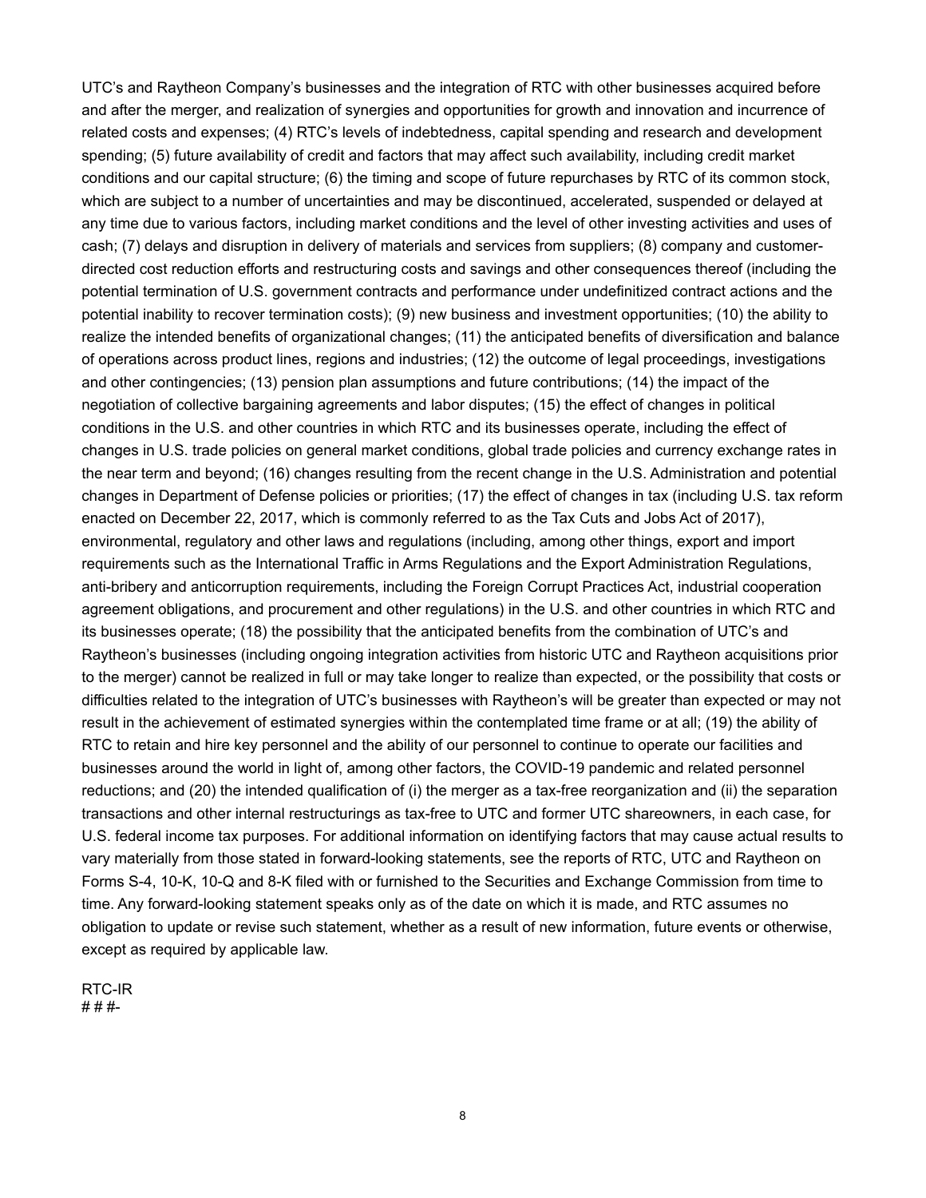UTC's and Raytheon Company's businesses and the integration of RTC with other businesses acquired before and after the merger, and realization of synergies and opportunities for growth and innovation and incurrence of related costs and expenses; (4) RTC's levels of indebtedness, capital spending and research and development spending; (5) future availability of credit and factors that may affect such availability, including credit market conditions and our capital structure; (6) the timing and scope of future repurchases by RTC of its common stock, which are subject to a number of uncertainties and may be discontinued, accelerated, suspended or delayed at any time due to various factors, including market conditions and the level of other investing activities and uses of cash; (7) delays and disruption in delivery of materials and services from suppliers; (8) company and customer-directed cost reduction efforts and restructuring costs and savings and other consequences thereof (including the potential termination of U.S. government contracts and performance under undefinitized contract actions and the potential inability to recover termination costs); (9) new business and investment opportunities; (10) the ability to realize the intended benefits of organizational changes; (11) the anticipated benefits of diversification and balance of operations across product lines, regions and industries; (12) the outcome of legal proceedings, investigations and other contingencies; (13) pension plan assumptions and future contributions; (14) the impact of the negotiation of collective bargaining agreements and labor disputes; (15) the effect of changes in political conditions in the U.S. and other countries in which RTC and its businesses operate, including the effect of changes in U.S. trade policies on general market conditions, global trade policies and currency exchange rates in the near term and beyond; (16) changes resulting from the recent change in the U.S. Administration and potential changes in Department of Defense policies or priorities; (17) the effect of changes in tax (including U.S. tax reform enacted on December 22, 2017, which is commonly referred to as the Tax Cuts and Jobs Act of 2017), environmental, regulatory and other laws and regulations (including, among other things, export and import requirements such as the International Traffic in Arms Regulations and the Export Administration Regulations, anti-bribery and anticorruption requirements, including the Foreign Corrupt Practices Act, industrial cooperation agreement obligations, and procurement and other regulations) in the U.S. and other countries in which RTC and its businesses operate; (18) the possibility that the anticipated benefits from the combination of UTC's and Raytheon's businesses (including ongoing integration activities from historic UTC and Raytheon acquisitions prior to the merger) cannot be realized in full or may take longer to realize than expected, or the possibility that costs or difficulties related to the integration of UTC's businesses with Raytheon's will be greater than expected or may not result in the achievement of estimated synergies within the contemplated time frame or at all; (19) the ability of RTC to retain and hire key personnel and the ability of our personnel to continue to operate our facilities and businesses around the world in light of, among other factors, the COVID-19 pandemic and related personnel reductions; and (20) the intended qualification of (i) the merger as a tax-free reorganization and (ii) the separation transactions and other internal restructurings as tax-free to UTC and former UTC shareowners, in each case, for U.S. federal income tax purposes. For additional information on identifying factors that may cause actual results to vary materially from those stated in forward-looking statements, see the reports of RTC, UTC and Raytheon on Forms S-4, 10-K, 10-Q and 8-K filed with or furnished to the Securities and Exchange Commission from time to time. Any forward-looking statement speaks only as of the date on which it is made, and RTC assumes no obligation to update or revise such statement, whether as a result of new information, future events or otherwise, except as required by applicable law.

RTC-IR
# # #-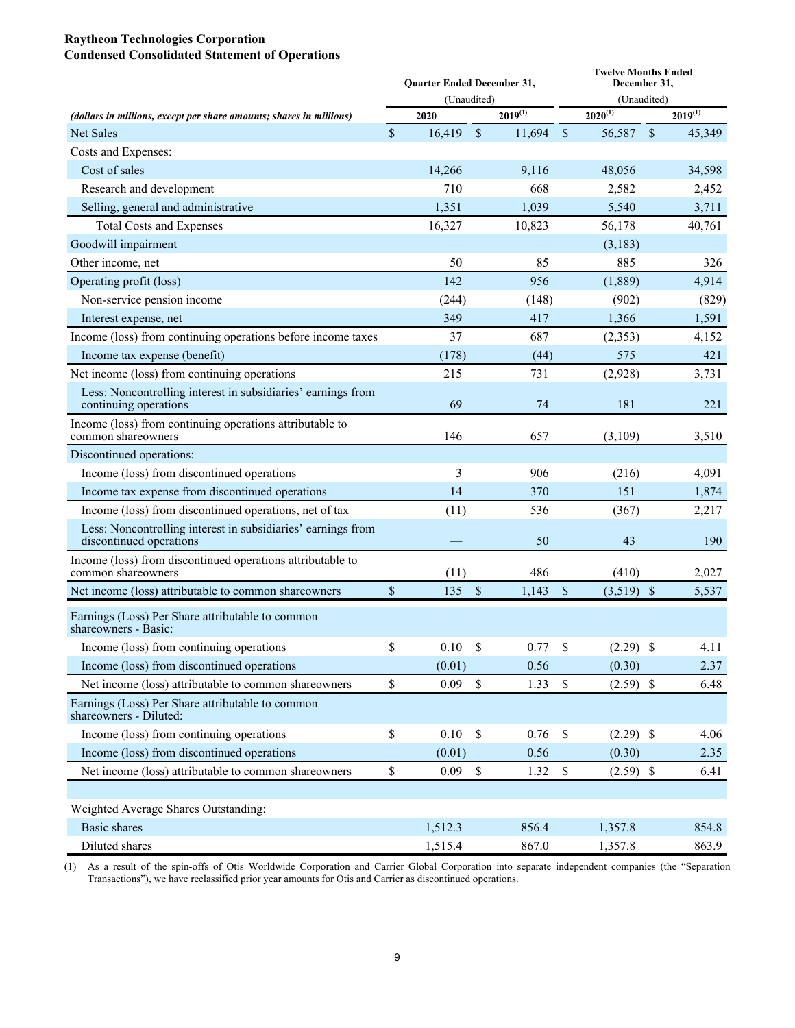**Raytheon Technologies Corporation**
**Condensed Consolidated Statement of Operations**

| *(dollars in millions, except per share amounts; shares in millions)* | Quarter Ended December 31, (Unaudited) 2020 | Quarter Ended December 31, (Unaudited) 2019[(1)] | Twelve Months Ended December 31, (Unaudited) 2020[(1)] | Twelve Months Ended December 31, (Unaudited) 2019[(1)] |
|---|---|---|---|---|
| Net Sales | $ 16,419 | $ 11,694 | $ 56,587 | $ 45,349 |
| Costs and Expenses: | | | | |
| Cost of sales | 14,266 | 9,116 | 48,056 | 34,598 |
| Research and development | 710 | 668 | 2,582 | 2,452 |
| Selling, general and administrative | 1,351 | 1,039 | 5,540 | 3,711 |
| Total Costs and Expenses | 16,327 | 10,823 | 56,178 | 40,761 |
| Goodwill impairment | — | — | (3,183) | — |
| Other income, net | 50 | 85 | 885 | 326 |
| Operating profit (loss) | 142 | 956 | (1,889) | 4,914 |
| Non-service pension income | (244) | (148) | (902) | (829) |
| Interest expense, net | 349 | 417 | 1,366 | 1,591 |
| Income (loss) from continuing operations before income taxes | 37 | 687 | (2,353) | 4,152 |
| Income tax expense (benefit) | (178) | (44) | 575 | 421 |
| Net income (loss) from continuing operations | 215 | 731 | (2,928) | 3,731 |
| Less: Noncontrolling interest in subsidiaries' earnings from continuing operations | 69 | 74 | 181 | 221 |
| Income (loss) from continuing operations attributable to common shareowners | 146 | 657 | (3,109) | 3,510 |
| Discontinued operations: | | | | |
| Income (loss) from discontinued operations | 3 | 906 | (216) | 4,091 |
| Income tax expense from discontinued operations | 14 | 370 | 151 | 1,874 |
| Income (loss) from discontinued operations, net of tax | (11) | 536 | (367) | 2,217 |
| Less: Noncontrolling interest in subsidiaries' earnings from discontinued operations | — | 50 | 43 | 190 |
| Income (loss) from discontinued operations attributable to common shareowners | (11) | 486 | (410) | 2,027 |
| Net income (loss) attributable to common shareowners | $ 135 | $ 1,143 | $ (3,519) | $ 5,537 |
| Earnings (Loss) Per Share attributable to common shareowners - Basic: | | | | |
| Income (loss) from continuing operations | $ 0.10 | $ 0.77 | $ (2.29) | $ 4.11 |
| Income (loss) from discontinued operations | (0.01) | 0.56 | (0.30) | 2.37 |
| Net income (loss) attributable to common shareowners | $ 0.09 | $ 1.33 | $ (2.59) | $ 6.48 |
| Earnings (Loss) Per Share attributable to common shareowners - Diluted: | | | | |
| Income (loss) from continuing operations | $ 0.10 | $ 0.76 | $ (2.29) | $ 4.06 |
| Income (loss) from discontinued operations | (0.01) | 0.56 | (0.30) | 2.35 |
| Net income (loss) attributable to common shareowners | $ 0.09 | $ 1.32 | $ (2.59) | $ 6.41 |
| Weighted Average Shares Outstanding: | | | | |
| Basic shares | 1,512.3 | 856.4 | 1,357.8 | 854.8 |
| Diluted shares | 1,515.4 | 867.0 | 1,357.8 | 863.9 |

(1) As a result of the spin-offs of Otis Worldwide Corporation and Carrier Global Corporation into separate independent companies (the "Separation Transactions"), we have reclassified prior year amounts for Otis and Carrier as discontinued operations.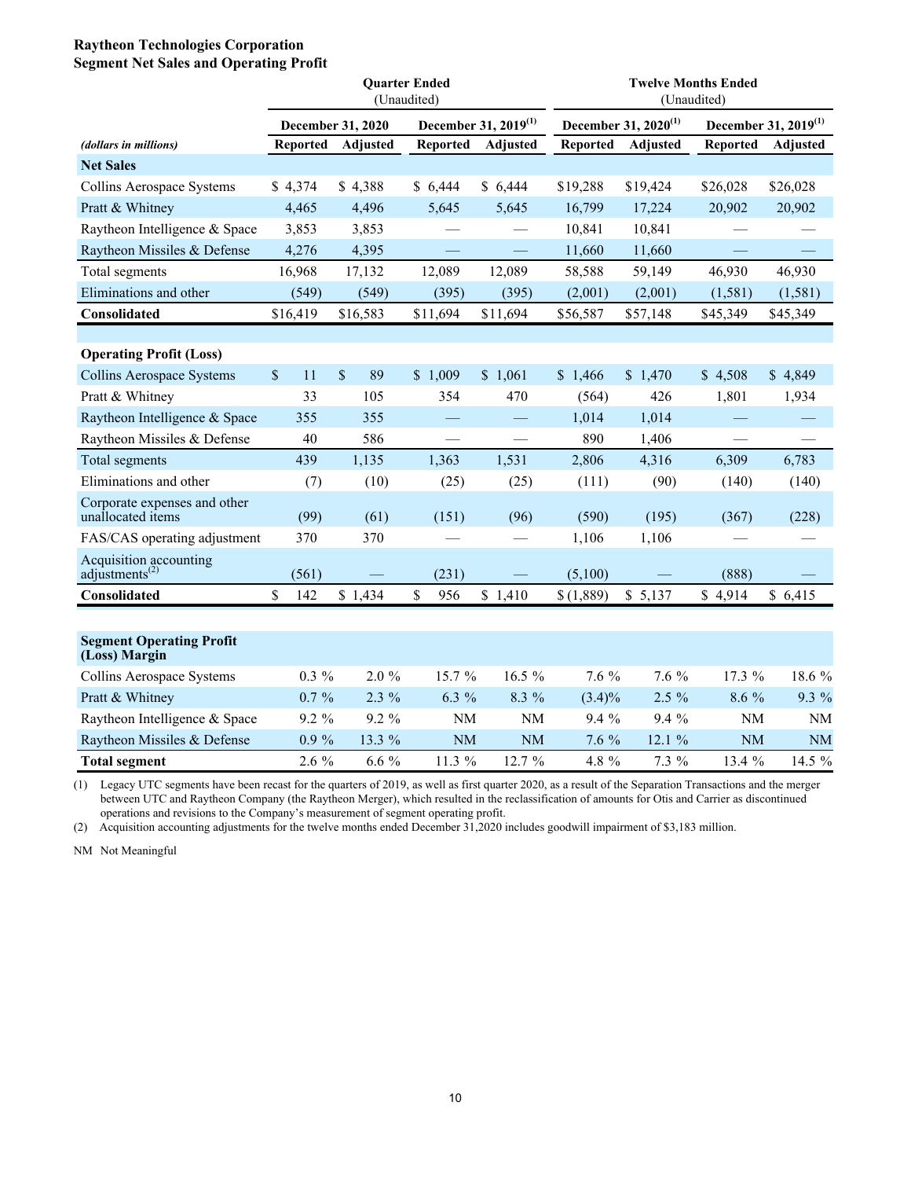**Raytheon Technologies Corporation**
**Segment Net Sales and Operating Profit**

| | Quarter Ended (Unaudited) | | | | Twelve Months Ended (Unaudited) | | | |
|---|---|---|---|---|---|---|---|---|
| | December 31, 2020 | | December 31, 2019[1] | | December 31, 2020[1] | | December 31, 2019[1] | |
| *(dollars in millions)* | **Reported** | **Adjusted** | **Reported** | **Adjusted** | **Reported** | **Adjusted** | **Reported** | **Adjusted** |
| **Net Sales** | | | | | | | | |
| Collins Aerospace Systems | $ 4,374 | $ 4,388 | $ 6,444 | $ 6,444 | $19,288 | $19,424 | $26,028 | $26,028 |
| Pratt & Whitney | 4,465 | 4,496 | 5,645 | 5,645 | 16,799 | 17,224 | 20,902 | 20,902 |
| Raytheon Intelligence & Space | 3,853 | 3,853 | — | — | 10,841 | 10,841 | — | — |
| Raytheon Missiles & Defense | 4,276 | 4,395 | — | — | 11,660 | 11,660 | — | — |
| Total segments | 16,968 | 17,132 | 12,089 | 12,089 | 58,588 | 59,149 | 46,930 | 46,930 |
| Eliminations and other | (549) | (549) | (395) | (395) | (2,001) | (2,001) | (1,581) | (1,581) |
| **Consolidated** | $16,419 | $16,583 | $11,694 | $11,694 | $56,587 | $57,148 | $45,349 | $45,349 |
| | | | | | | | | |
| **Operating Profit (Loss)** | | | | | | | | |
| Collins Aerospace Systems | $ 11 | $ 89 | $ 1,009 | $ 1,061 | $ 1,466 | $ 1,470 | $ 4,508 | $ 4,849 |
| Pratt & Whitney | 33 | 105 | 354 | 470 | (564) | 426 | 1,801 | 1,934 |
| Raytheon Intelligence & Space | 355 | 355 | — | — | 1,014 | 1,014 | — | — |
| Raytheon Missiles & Defense | 40 | 586 | — | — | 890 | 1,406 | — | — |
| Total segments | 439 | 1,135 | 1,363 | 1,531 | 2,806 | 4,316 | 6,309 | 6,783 |
| Eliminations and other | (7) | (10) | (25) | (25) | (111) | (90) | (140) | (140) |
| Corporate expenses and other unallocated items | (99) | (61) | (151) | (96) | (590) | (195) | (367) | (228) |
| FAS/CAS operating adjustment | 370 | 370 | — | — | 1,106 | 1,106 | — | — |
| Acquisition accounting adjustments[2] | (561) | — | (231) | — | (5,100) | — | (888) | — |
| **Consolidated** | $ 142 | $ 1,434 | $ 956 | $ 1,410 | $ (1,889) | $ 5,137 | $ 4,914 | $ 6,415 |
| | | | | | | | | |
| **Segment Operating Profit (Loss) Margin** | | | | | | | | |
| Collins Aerospace Systems | 0.3 % | 2.0 % | 15.7 % | 16.5 % | 7.6 % | 7.6 % | 17.3 % | 18.6 % |
| Pratt & Whitney | 0.7 % | 2.3 % | 6.3 % | 8.3 % | (3.4)% | 2.5 % | 8.6 % | 9.3 % |
| Raytheon Intelligence & Space | 9.2 % | 9.2 % | NM | NM | 9.4 % | 9.4 % | NM | NM |
| Raytheon Missiles & Defense | 0.9 % | 13.3 % | NM | NM | 7.6 % | 12.1 % | NM | NM |
| **Total segment** | 2.6 % | 6.6 % | 11.3 % | 12.7 % | 4.8 % | 7.3 % | 13.4 % | 14.5 % |

(1) Legacy UTC segments have been recast for the quarters of 2019, as well as first quarter 2020, as a result of the Separation Transactions and the merger between UTC and Raytheon Company (the Raytheon Merger), which resulted in the reclassification of amounts for Otis and Carrier as discontinued operations and revisions to the Company's measurement of segment operating profit.

(2) Acquisition accounting adjustments for the twelve months ended December 31,2020 includes goodwill impairment of $3,183 million.

NM Not Meaningful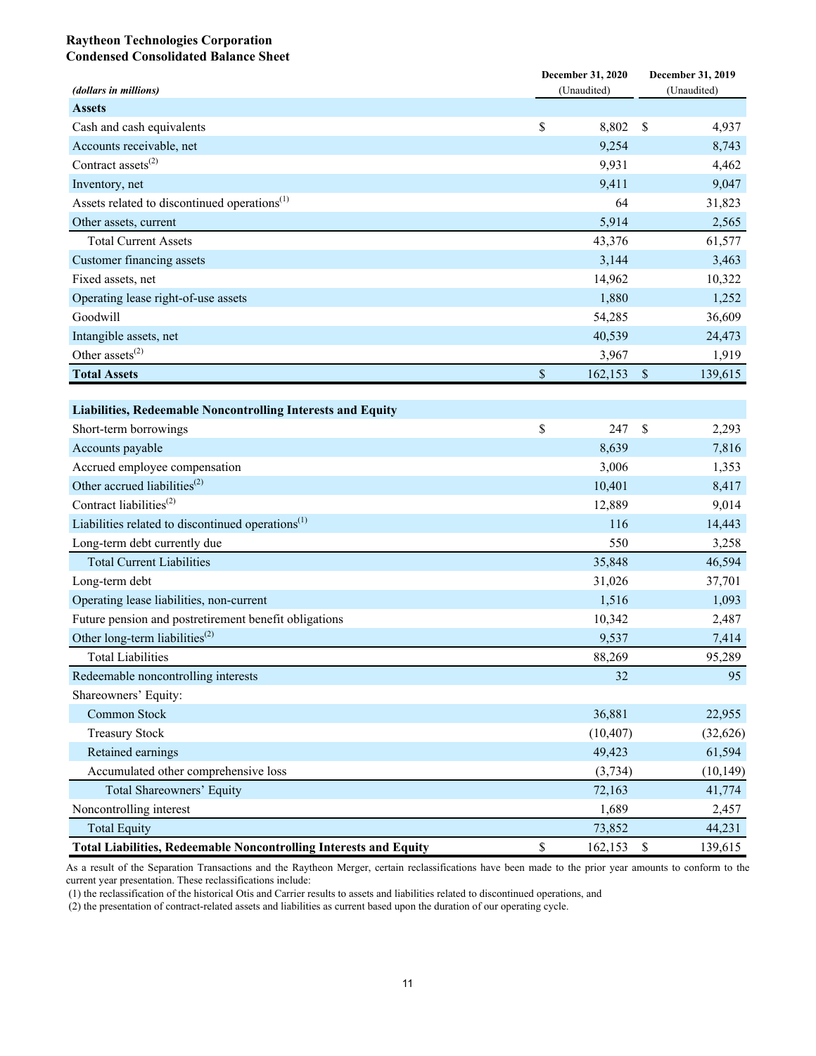**Raytheon Technologies Corporation**
**Condensed Consolidated Balance Sheet**

| *(dollars in millions)* | December 31, 2020 (Unaudited) | December 31, 2019 (Unaudited) |
|---|---|---|
| **Assets** | | |
| Cash and cash equivalents | $ 8,802 | $ 4,937 |
| Accounts receivable, net | 9,254 | 8,743 |
| Contract assets[2] | 9,931 | 4,462 |
| Inventory, net | 9,411 | 9,047 |
| Assets related to discontinued operations[1] | 64 | 31,823 |
| Other assets, current | 5,914 | 2,565 |
| Total Current Assets | 43,376 | 61,577 |
| Customer financing assets | 3,144 | 3,463 |
| Fixed assets, net | 14,962 | 10,322 |
| Operating lease right-of-use assets | 1,880 | 1,252 |
| Goodwill | 54,285 | 36,609 |
| Intangible assets, net | 40,539 | 24,473 |
| Other assets[2] | 3,967 | 1,919 |
| **Total Assets** | **$ 162,153** | **$ 139,615** |
| **Liabilities, Redeemable Noncontrolling Interests and Equity** | | |
| Short-term borrowings | $ 247 | $ 2,293 |
| Accounts payable | 8,639 | 7,816 |
| Accrued employee compensation | 3,006 | 1,353 |
| Other accrued liabilities[2] | 10,401 | 8,417 |
| Contract liabilities[2] | 12,889 | 9,014 |
| Liabilities related to discontinued operations[1] | 116 | 14,443 |
| Long-term debt currently due | 550 | 3,258 |
| Total Current Liabilities | 35,848 | 46,594 |
| Long-term debt | 31,026 | 37,701 |
| Operating lease liabilities, non-current | 1,516 | 1,093 |
| Future pension and postretirement benefit obligations | 10,342 | 2,487 |
| Other long-term liabilities[2] | 9,537 | 7,414 |
| Total Liabilities | 88,269 | 95,289 |
| Redeemable noncontrolling interests | 32 | 95 |
| Shareowners' Equity: | | |
| Common Stock | 36,881 | 22,955 |
| Treasury Stock | (10,407) | (32,626) |
| Retained earnings | 49,423 | 61,594 |
| Accumulated other comprehensive loss | (3,734) | (10,149) |
| Total Shareowners' Equity | 72,163 | 41,774 |
| Noncontrolling interest | 1,689 | 2,457 |
| Total Equity | 73,852 | 44,231 |
| **Total Liabilities, Redeemable Noncontrolling Interests and Equity** | **$ 162,153** | **$ 139,615** |

As a result of the Separation Transactions and the Raytheon Merger, certain reclassifications have been made to the prior year amounts to conform to the current year presentation. These reclassifications include:

(1) the reclassification of the historical Otis and Carrier results to assets and liabilities related to discontinued operations, and

(2) the presentation of contract-related assets and liabilities as current based upon the duration of our operating cycle.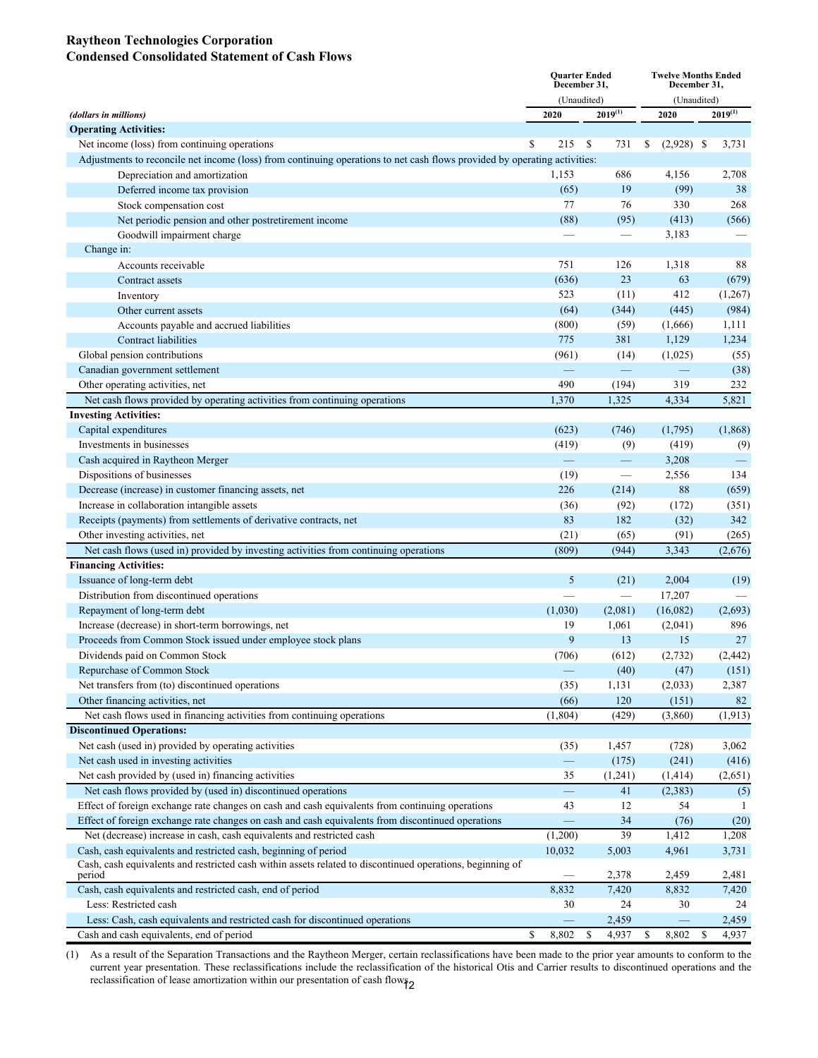**Raytheon Technologies Corporation**
**Condensed Consolidated Statement of Cash Flows**

| *(dollars in millions)* | Quarter Ended December 31, (Unaudited) 2020 | Quarter Ended December 31, (Unaudited) 2019[(1)] | Twelve Months Ended December 31, (Unaudited) 2020 | Twelve Months Ended December 31, (Unaudited) 2019[(1)] |
|---|---|---|---|---|
| **Operating Activities:** | | | | |
| Net income (loss) from continuing operations | $ 215 | $ 731 | $ (2,928) | $ 3,731 |
| Adjustments to reconcile net income (loss) from continuing operations to net cash flows provided by operating activities: | | | | |
| Depreciation and amortization | 1,153 | 686 | 4,156 | 2,708 |
| Deferred income tax provision | (65) | 19 | (99) | 38 |
| Stock compensation cost | 77 | 76 | 330 | 268 |
| Net periodic pension and other postretirement income | (88) | (95) | (413) | (566) |
| Goodwill impairment charge | — | — | 3,183 | — |
| Change in: | | | | |
| Accounts receivable | 751 | 126 | 1,318 | 88 |
| Contract assets | (636) | 23 | 63 | (679) |
| Inventory | 523 | (11) | 412 | (1,267) |
| Other current assets | (64) | (344) | (445) | (984) |
| Accounts payable and accrued liabilities | (800) | (59) | (1,666) | 1,111 |
| Contract liabilities | 775 | 381 | 1,129 | 1,234 |
| Global pension contributions | (961) | (14) | (1,025) | (55) |
| Canadian government settlement | — | — | — | (38) |
| Other operating activities, net | 490 | (194) | 319 | 232 |
| Net cash flows provided by operating activities from continuing operations | 1,370 | 1,325 | 4,334 | 5,821 |
| **Investing Activities:** | | | | |
| Capital expenditures | (623) | (746) | (1,795) | (1,868) |
| Investments in businesses | (419) | (9) | (419) | (9) |
| Cash acquired in Raytheon Merger | — | — | 3,208 | — |
| Dispositions of businesses | (19) | — | 2,556 | 134 |
| Decrease (increase) in customer financing assets, net | 226 | (214) | 88 | (659) |
| Increase in collaboration intangible assets | (36) | (92) | (172) | (351) |
| Receipts (payments) from settlements of derivative contracts, net | 83 | 182 | (32) | 342 |
| Other investing activities, net | (21) | (65) | (91) | (265) |
| Net cash flows (used in) provided by investing activities from continuing operations | (809) | (944) | 3,343 | (2,676) |
| **Financing Activities:** | | | | |
| Issuance of long-term debt | 5 | (21) | 2,004 | (19) |
| Distribution from discontinued operations | — | — | 17,207 | — |
| Repayment of long-term debt | (1,030) | (2,081) | (16,082) | (2,693) |
| Increase (decrease) in short-term borrowings, net | 19 | 1,061 | (2,041) | 896 |
| Proceeds from Common Stock issued under employee stock plans | 9 | 13 | 15 | 27 |
| Dividends paid on Common Stock | (706) | (612) | (2,732) | (2,442) |
| Repurchase of Common Stock | — | (40) | (47) | (151) |
| Net transfers from (to) discontinued operations | (35) | 1,131 | (2,033) | 2,387 |
| Other financing activities, net | (66) | 120 | (151) | 82 |
| Net cash flows used in financing activities from continuing operations | (1,804) | (429) | (3,860) | (1,913) |
| **Discontinued Operations:** | | | | |
| Net cash (used in) provided by operating activities | (35) | 1,457 | (728) | 3,062 |
| Net cash used in investing activities | — | (175) | (241) | (416) |
| Net cash provided by (used in) financing activities | 35 | (1,241) | (1,414) | (2,651) |
| Net cash flows provided by (used in) discontinued operations | — | 41 | (2,383) | (5) |
| Effect of foreign exchange rate changes on cash and cash equivalents from continuing operations | 43 | 12 | 54 | 1 |
| Effect of foreign exchange rate changes on cash and cash equivalents from discontinued operations | — | 34 | (76) | (20) |
| Net (decrease) increase in cash, cash equivalents and restricted cash | (1,200) | 39 | 1,412 | 1,208 |
| Cash, cash equivalents and restricted cash, beginning of period | 10,032 | 5,003 | 4,961 | 3,731 |
| Cash, cash equivalents and restricted cash within assets related to discontinued operations, beginning of period | — | 2,378 | 2,459 | 2,481 |
| Cash, cash equivalents and restricted cash, end of period | 8,832 | 7,420 | 8,832 | 7,420 |
| Less: Restricted cash | 30 | 24 | 30 | 24 |
| Less: Cash, cash equivalents and restricted cash for discontinued operations | — | 2,459 | — | 2,459 |
| Cash and cash equivalents, end of period | $ 8,802 | $ 4,937 | $ 8,802 | $ 4,937 |

(1) As a result of the Separation Transactions and the Raytheon Merger, certain reclassifications have been made to the prior year amounts to conform to the current year presentation. These reclassifications include the reclassification of the historical Otis and Carrier results to discontinued operations and the reclassification of lease amortization within our presentation of cash flows.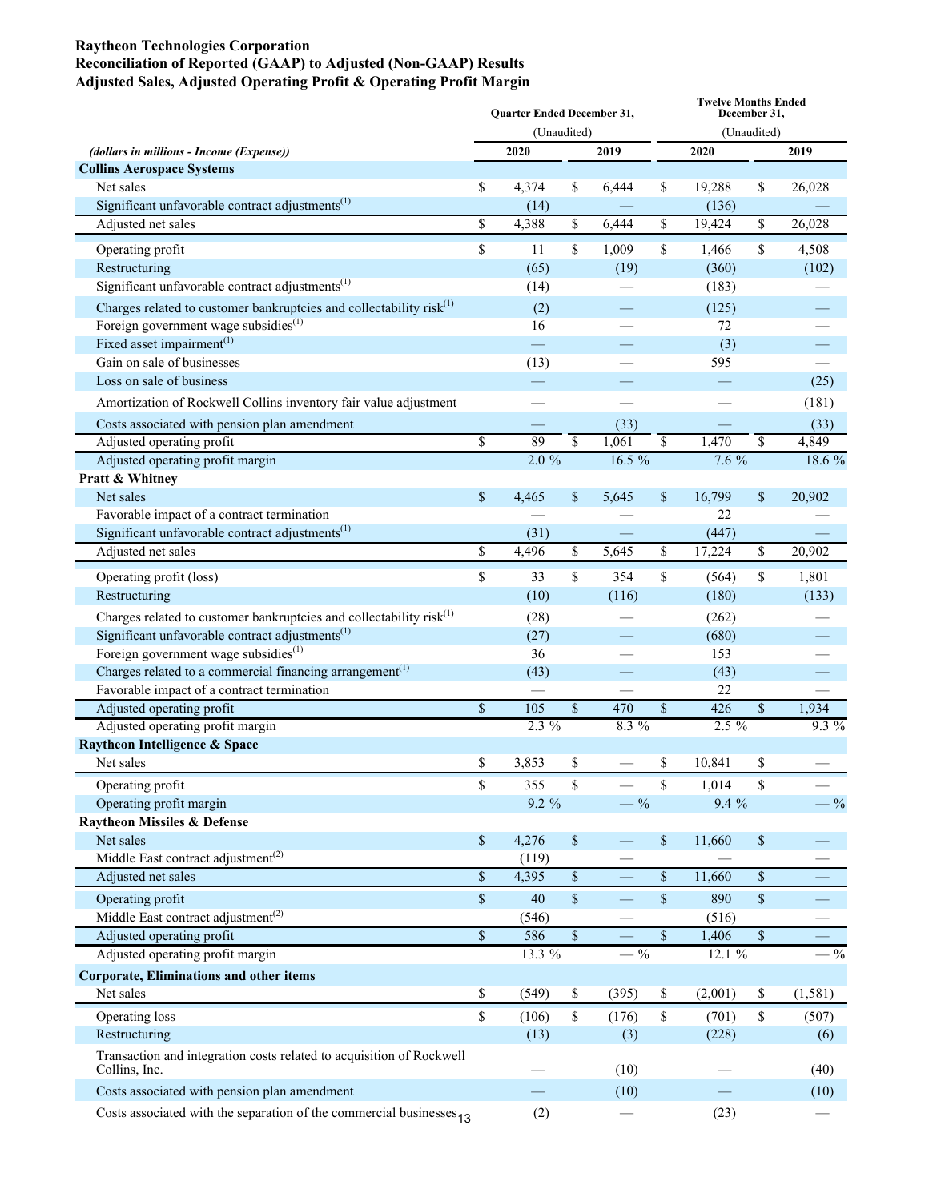**Raytheon Technologies Corporation**
**Reconciliation of Reported (GAAP) to Adjusted (Non-GAAP) Results**
**Adjusted Sales, Adjusted Operating Profit & Operating Profit Margin**

| *(dollars in millions - Income (Expense))* | Quarter Ended December 31, (Unaudited) 2020 | Quarter Ended December 31, (Unaudited) 2019 | Twelve Months Ended December 31, (Unaudited) 2020 | Twelve Months Ended December 31, (Unaudited) 2019 |
|---|---|---|---|---|
| **Collins Aerospace Systems** | | | | |
| Net sales | $ 4,374 | $ 6,444 | $ 19,288 | $ 26,028 |
| Significant unfavorable contract adjustments(1) | (14) | — | (136) | — |
| Adjusted net sales | $ 4,388 | $ 6,444 | $ 19,424 | $ 26,028 |
| Operating profit | $ 11 | $ 1,009 | $ 1,466 | $ 4,508 |
| Restructuring | (65) | (19) | (360) | (102) |
| Significant unfavorable contract adjustments(1) | (14) | — | (183) | — |
| Charges related to customer bankruptcies and collectability risk(1) | (2) | — | (125) | — |
| Foreign government wage subsidies(1) | 16 | — | 72 | — |
| Fixed asset impairment(1) | — | — | (3) | — |
| Gain on sale of businesses | (13) | — | 595 | — |
| Loss on sale of business | — | — | — | (25) |
| Amortization of Rockwell Collins inventory fair value adjustment | — | — | — | (181) |
| Costs associated with pension plan amendment | — | (33) | — | (33) |
| Adjusted operating profit | $ 89 | $ 1,061 | $ 1,470 | $ 4,849 |
| Adjusted operating profit margin | 2.0 % | 16.5 % | 7.6 % | 18.6 % |
| **Pratt & Whitney** | | | | |
| Net sales | $ 4,465 | $ 5,645 | $ 16,799 | $ 20,902 |
| Favorable impact of a contract termination | — | — | 22 | — |
| Significant unfavorable contract adjustments(1) | (31) | — | (447) | — |
| Adjusted net sales | $ 4,496 | $ 5,645 | $ 17,224 | $ 20,902 |
| Operating profit (loss) | $ 33 | $ 354 | $ (564) | $ 1,801 |
| Restructuring | (10) | (116) | (180) | (133) |
| Charges related to customer bankruptcies and collectability risk(1) | (28) | — | (262) | — |
| Significant unfavorable contract adjustments(1) | (27) | — | (680) | — |
| Foreign government wage subsidies(1) | 36 | — | 153 | — |
| Charges related to a commercial financing arrangement(1) | (43) | — | (43) | — |
| Favorable impact of a contract termination | — | — | 22 | — |
| Adjusted operating profit | $ 105 | $ 470 | $ 426 | $ 1,934 |
| Adjusted operating profit margin | 2.3 % | 8.3 % | 2.5 % | 9.3 % |
| **Raytheon Intelligence & Space** | | | | |
| Net sales | $ 3,853 | $ — | $ 10,841 | $ — |
| Operating profit | $ 355 | $ — | $ 1,014 | $ — |
| Operating profit margin | 9.2 % | — % | 9.4 % | — % |
| **Raytheon Missiles & Defense** | | | | |
| Net sales | $ 4,276 | $ — | $ 11,660 | $ — |
| Middle East contract adjustment(2) | (119) | — | — | — |
| Adjusted net sales | $ 4,395 | $ — | $ 11,660 | $ — |
| Operating profit | $ 40 | $ — | $ 890 | $ — |
| Middle East contract adjustment(2) | (546) | — | (516) | — |
| Adjusted operating profit | $ 586 | $ — | $ 1,406 | $ — |
| Adjusted operating profit margin | 13.3 % | — % | 12.1 % | — % |
| **Corporate, Eliminations and other items** | | | | |
| Net sales | $ (549) | $ (395) | $ (2,001) | $ (1,581) |
| Operating loss | $ (106) | $ (176) | $ (701) | $ (507) |
| Restructuring | (13) | (3) | (228) | (6) |
| Transaction and integration costs related to acquisition of Rockwell Collins, Inc. | — | (10) | — | (40) |
| Costs associated with pension plan amendment | — | (10) | — | (10) |
| Costs associated with the separation of the commercial businesses | (2) | — | (23) | — |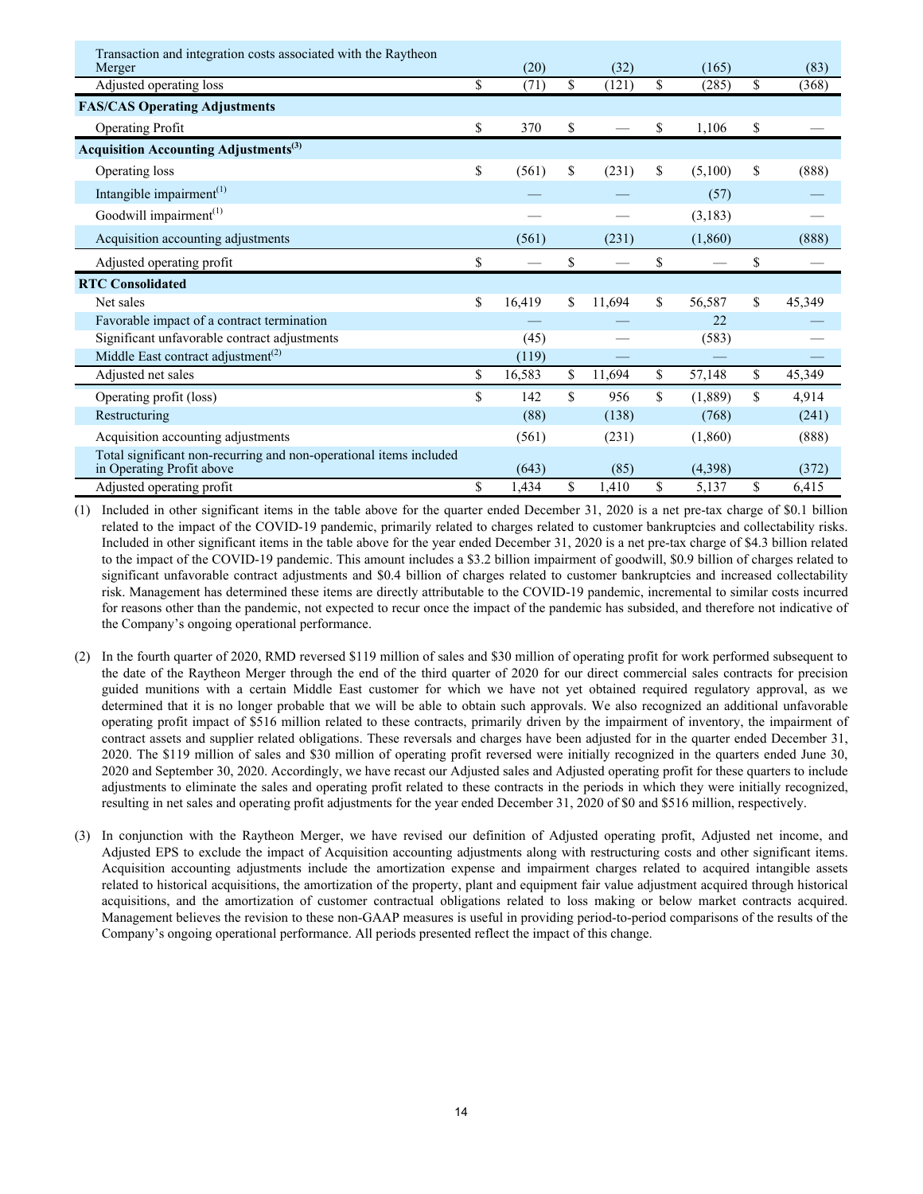| | | | | |
|---|---|---|---|---|
| Transaction and integration costs associated with the Raytheon Merger | (20) | (32) | (165) | (83) |
| Adjusted operating loss | $ (71) | $ (121) | $ (285) | $ (368) |
| **FAS/CAS Operating Adjustments** | | | | |
| Operating Profit | $ 370 | $ — | $ 1,106 | $ — |
| **Acquisition Accounting Adjustments(3)** | | | | |
| Operating loss | $ (561) | $ (231) | $ (5,100) | $ (888) |
| Intangible impairment(1) | — | — | (57) | — |
| Goodwill impairment(1) | — | — | (3,183) | — |
| Acquisition accounting adjustments | (561) | (231) | (1,860) | (888) |
| Adjusted operating profit | $ — | $ — | $ — | $ — |
| **RTC Consolidated** | | | | |
| Net sales | $ 16,419 | $ 11,694 | $ 56,587 | $ 45,349 |
| Favorable impact of a contract termination | — | — | 22 | — |
| Significant unfavorable contract adjustments | (45) | — | (583) | — |
| Middle East contract adjustment(2) | (119) | — | — | — |
| Adjusted net sales | $ 16,583 | $ 11,694 | $ 57,148 | $ 45,349 |
| Operating profit (loss) | $ 142 | $ 956 | $ (1,889) | $ 4,914 |
| Restructuring | (88) | (138) | (768) | (241) |
| Acquisition accounting adjustments | (561) | (231) | (1,860) | (888) |
| Total significant non-recurring and non-operational items included in Operating Profit above | (643) | (85) | (4,398) | (372) |
| Adjusted operating profit | $ 1,434 | $ 1,410 | $ 5,137 | $ 6,415 |

(1) Included in other significant items in the table above for the quarter ended December 31, 2020 is a net pre-tax charge of $0.1 billion related to the impact of the COVID-19 pandemic, primarily related to charges related to customer bankruptcies and collectability risks. Included in other significant items in the table above for the year ended December 31, 2020 is a net pre-tax charge of $4.3 billion related to the impact of the COVID-19 pandemic. This amount includes a $3.2 billion impairment of goodwill, $0.9 billion of charges related to significant unfavorable contract adjustments and $0.4 billion of charges related to customer bankruptcies and increased collectability risk. Management has determined these items are directly attributable to the COVID-19 pandemic, incremental to similar costs incurred for reasons other than the pandemic, not expected to recur once the impact of the pandemic has subsided, and therefore not indicative of the Company's ongoing operational performance.

(2) In the fourth quarter of 2020, RMD reversed $119 million of sales and $30 million of operating profit for work performed subsequent to the date of the Raytheon Merger through the end of the third quarter of 2020 for our direct commercial sales contracts for precision guided munitions with a certain Middle East customer for which we have not yet obtained required regulatory approval, as we determined that it is no longer probable that we will be able to obtain such approvals. We also recognized an additional unfavorable operating profit impact of $516 million related to these contracts, primarily driven by the impairment of inventory, the impairment of contract assets and supplier related obligations. These reversals and charges have been adjusted for in the quarter ended December 31, 2020. The $119 million of sales and $30 million of operating profit reversed were initially recognized in the quarters ended June 30, 2020 and September 30, 2020. Accordingly, we have recast our Adjusted sales and Adjusted operating profit for these quarters to include adjustments to eliminate the sales and operating profit related to these contracts in the periods in which they were initially recognized, resulting in net sales and operating profit adjustments for the year ended December 31, 2020 of $0 and $516 million, respectively.

(3) In conjunction with the Raytheon Merger, we have revised our definition of Adjusted operating profit, Adjusted net income, and Adjusted EPS to exclude the impact of Acquisition accounting adjustments along with restructuring costs and other significant items. Acquisition accounting adjustments include the amortization expense and impairment charges related to acquired intangible assets related to historical acquisitions, the amortization of the property, plant and equipment fair value adjustment acquired through historical acquisitions, and the amortization of customer contractual obligations related to loss making or below market contracts acquired. Management believes the revision to these non-GAAP measures is useful in providing period-to-period comparisons of the results of the Company's ongoing operational performance. All periods presented reflect the impact of this change.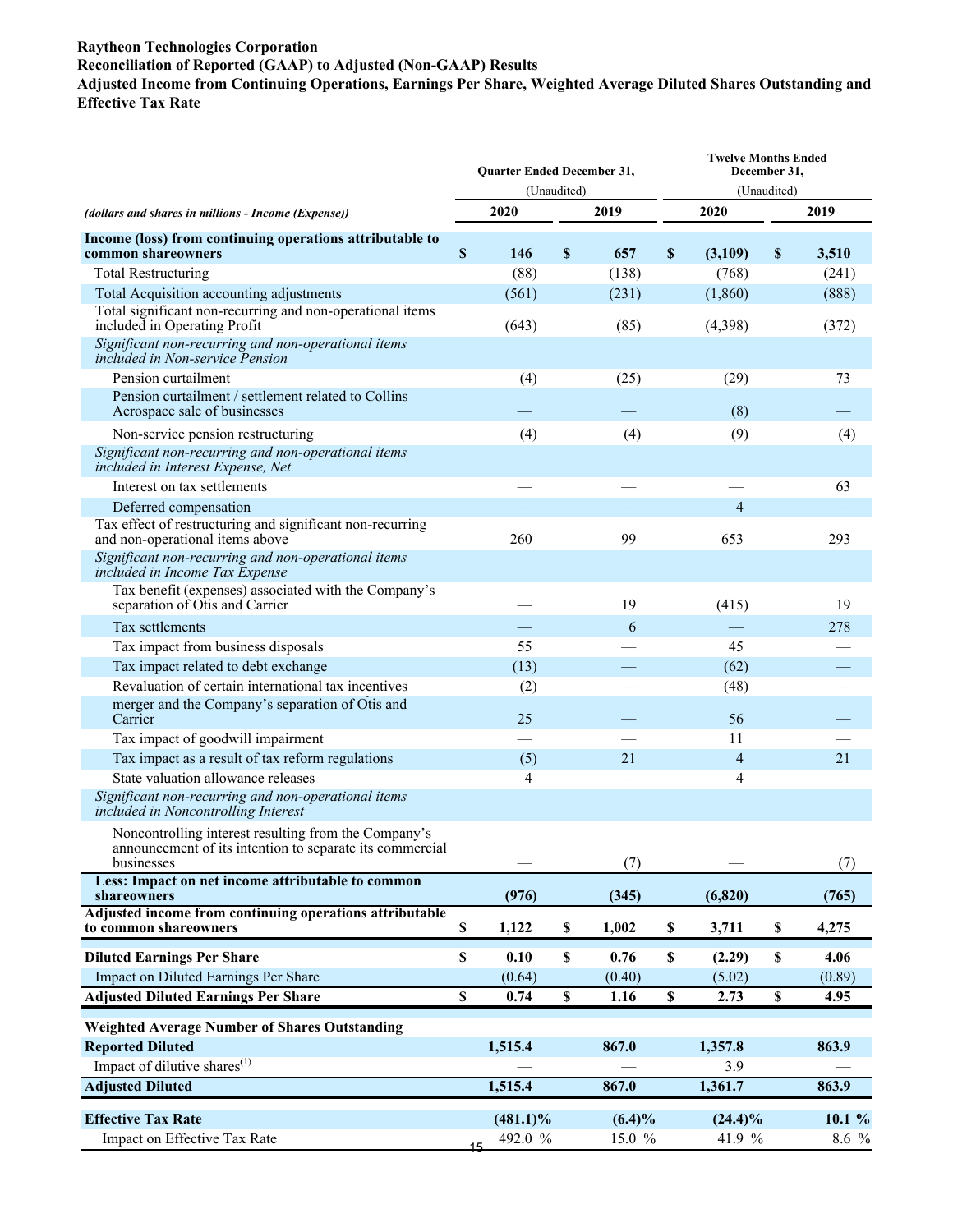**Raytheon Technologies Corporation**

**Reconciliation of Reported (GAAP) to Adjusted (Non-GAAP) Results**

**Adjusted Income from Continuing Operations, Earnings Per Share, Weighted Average Diluted Shares Outstanding and Effective Tax Rate**

| | Quarter Ended December 31, | | Twelve Months Ended December 31, | |
|---|---|---|---|---|
| | (Unaudited) | | (Unaudited) | |
| *(dollars and shares in millions - Income (Expense))* | 2020 | 2019 | 2020 | 2019 |
| **Income (loss) from continuing operations attributable to common shareowners** | **$ 146** | **$ 657** | **$ (3,109)** | **$ 3,510** |
| Total Restructuring | (88) | (138) | (768) | (241) |
| Total Acquisition accounting adjustments | (561) | (231) | (1,860) | (888) |
| Total significant non-recurring and non-operational items included in Operating Profit | (643) | (85) | (4,398) | (372) |
| *Significant non-recurring and non-operational items included in Non-service Pension* | | | | |
| Pension curtailment | (4) | (25) | (29) | 73 |
| Pension curtailment / settlement related to Collins Aerospace sale of businesses | — | — | (8) | — |
| Non-service pension restructuring | (4) | (4) | (9) | (4) |
| *Significant non-recurring and non-operational items included in Interest Expense, Net* | | | | |
| Interest on tax settlements | — | — | — | 63 |
| Deferred compensation | — | — | 4 | — |
| Tax effect of restructuring and significant non-recurring and non-operational items above | 260 | 99 | 653 | 293 |
| *Significant non-recurring and non-operational items included in Income Tax Expense* | | | | |
| Tax benefit (expenses) associated with the Company's separation of Otis and Carrier | — | 19 | (415) | 19 |
| Tax settlements | — | 6 | — | 278 |
| Tax impact from business disposals | 55 | — | 45 | — |
| Tax impact related to debt exchange | (13) | — | (62) | — |
| Revaluation of certain international tax incentives | (2) | — | (48) | — |
| merger and the Company's separation of Otis and Carrier | 25 | — | 56 | — |
| Tax impact of goodwill impairment | — | — | 11 | — |
| Tax impact as a result of tax reform regulations | (5) | 21 | 4 | 21 |
| State valuation allowance releases | 4 | — | 4 | — |
| *Significant non-recurring and non-operational items included in Noncontrolling Interest* | | | | |
| Noncontrolling interest resulting from the Company's announcement of its intention to separate its commercial businesses | — | (7) | — | (7) |
| **Less: Impact on net income attributable to common shareowners** | **(976)** | **(345)** | **(6,820)** | **(765)** |
| **Adjusted income from continuing operations attributable to common shareowners** | **$ 1,122** | **$ 1,002** | **$ 3,711** | **$ 4,275** |
| | | | | |
| **Diluted Earnings Per Share** | **$ 0.10** | **$ 0.76** | **$ (2.29)** | **$ 4.06** |
| Impact on Diluted Earnings Per Share | (0.64) | (0.40) | (5.02) | (0.89) |
| **Adjusted Diluted Earnings Per Share** | **$ 0.74** | **$ 1.16** | **$ 2.73** | **$ 4.95** |
| | | | | |
| **Weighted Average Number of Shares Outstanding** | | | | |
| **Reported Diluted** | **1,515.4** | **867.0** | **1,357.8** | **863.9** |
| Impact of dilutive shares[(1)] | — | — | 3.9 | — |
| **Adjusted Diluted** | **1,515.4** | **867.0** | **1,361.7** | **863.9** |
| | | | | |
| **Effective Tax Rate** | **(481.1)%** | **(6.4)%** | **(24.4)%** | **10.1 %** |
| Impact on Effective Tax Rate | 492.0 % | 15.0 % | 41.9 % | 8.6 % |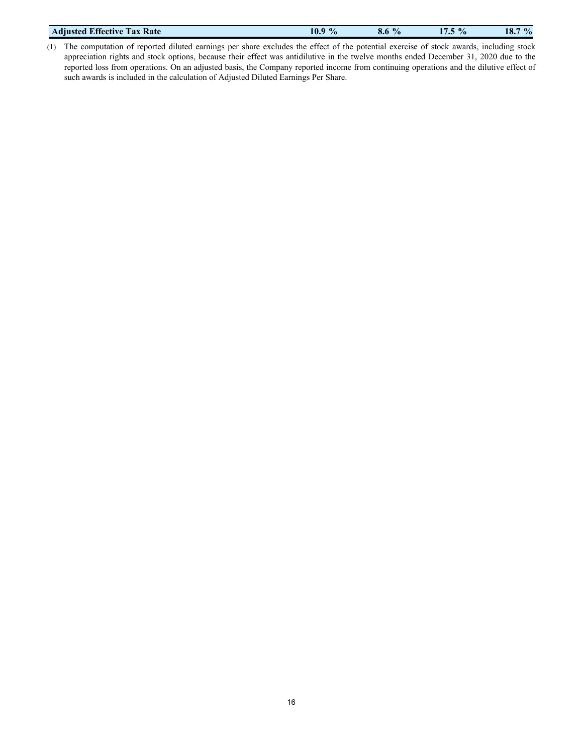| Adjusted Effective Tax Rate | 10.9 % | 8.6 % | 17.5 % | 18.7 % |
|---|---|---|---|---|

(1) The computation of reported diluted earnings per share excludes the effect of the potential exercise of stock awards, including stock appreciation rights and stock options, because their effect was antidilutive in the twelve months ended December 31, 2020 due to the reported loss from operations. On an adjusted basis, the Company reported income from continuing operations and the dilutive effect of such awards is included in the calculation of Adjusted Diluted Earnings Per Share.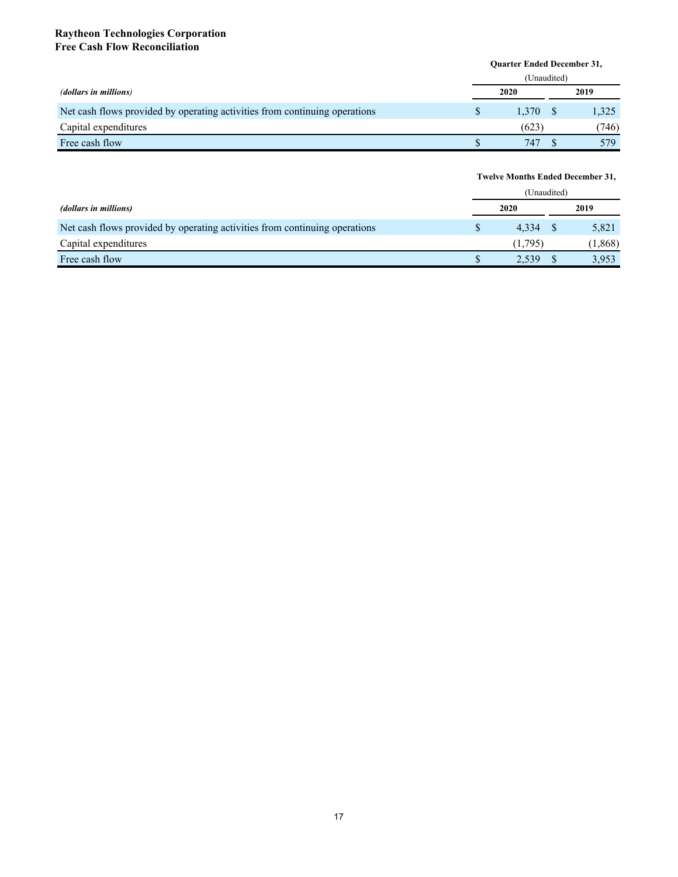**Raytheon Technologies Corporation**
**Free Cash Flow Reconciliation**

| *(dollars in millions)* | Quarter Ended December 31, (Unaudited) | |
|---|---|---|
| | **2020** | **2019** |
| Net cash flows provided by operating activities from continuing operations | $ 1,370 | $ 1,325 |
| Capital expenditures | (623) | (746) |
| Free cash flow | $ 747 | $ 579 |

| *(dollars in millions)* | Twelve Months Ended December 31, (Unaudited) | |
|---|---|---|
| | **2020** | **2019** |
| Net cash flows provided by operating activities from continuing operations | $ 4,334 | $ 5,821 |
| Capital expenditures | (1,795) | (1,868) |
| Free cash flow | $ 2,539 | $ 3,953 |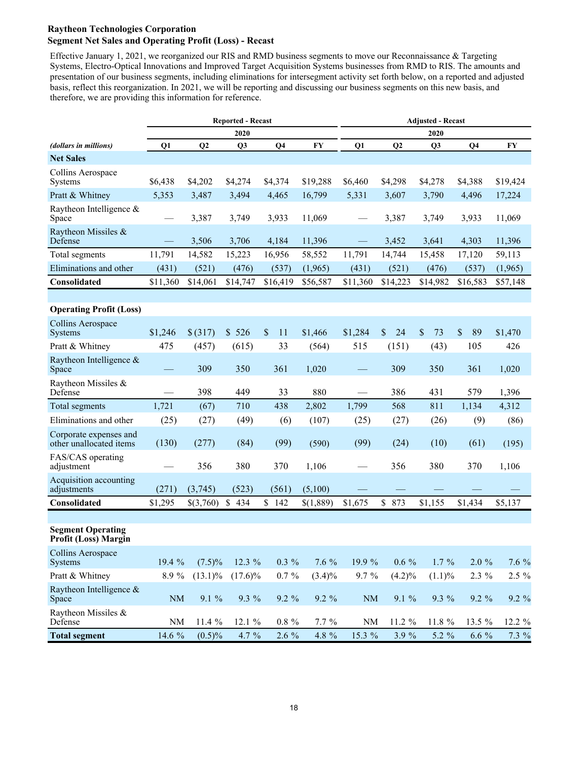**Raytheon Technologies Corporation**
**Segment Net Sales and Operating Profit (Loss) - Recast**

Effective January 1, 2021, we reorganized our RIS and RMD business segments to move our Reconnaissance & Targeting Systems, Electro-Optical Innovations and Improved Target Acquisition Systems businesses from RMD to RIS. The amounts and presentation of our business segments, including eliminations for intersegment activity set forth below, on a reported and adjusted basis, reflect this reorganization. In 2021, we will be reporting and discussing our business segments on this new basis, and therefore, we are providing this information for reference.

| | Reported - Recast | | | | | Adjusted - Recast | | | | |
|---|---|---|---|---|---|---|---|---|---|---|
| | 2020 | | | | | 2020 | | | | |
| *(dollars in millions)* | Q1 | Q2 | Q3 | Q4 | FY | Q1 | Q2 | Q3 | Q4 | FY |
| **Net Sales** | | | | | | | | | | |
| Collins Aerospace Systems | $6,438 | $4,202 | $4,274 | $4,374 | $19,288 | $6,460 | $4,298 | $4,278 | $4,388 | $19,424 |
| Pratt & Whitney | 5,353 | 3,487 | 3,494 | 4,465 | 16,799 | 5,331 | 3,607 | 3,790 | 4,496 | 17,224 |
| Raytheon Intelligence & Space | — | 3,387 | 3,749 | 3,933 | 11,069 | — | 3,387 | 3,749 | 3,933 | 11,069 |
| Raytheon Missiles & Defense | — | 3,506 | 3,706 | 4,184 | 11,396 | — | 3,452 | 3,641 | 4,303 | 11,396 |
| Total segments | 11,791 | 14,582 | 15,223 | 16,956 | 58,552 | 11,791 | 14,744 | 15,458 | 17,120 | 59,113 |
| Eliminations and other | (431) | (521) | (476) | (537) | (1,965) | (431) | (521) | (476) | (537) | (1,965) |
| **Consolidated** | $11,360 | $14,061 | $14,747 | $16,419 | $56,587 | $11,360 | $14,223 | $14,982 | $16,583 | $57,148 |
| | | | | | | | | | | |
| **Operating Profit (Loss)** | | | | | | | | | | |
| Collins Aerospace Systems | $1,246 | $ (317) | $ 526 | $ 11 | $1,466 | $1,284 | $ 24 | $ 73 | $ 89 | $1,470 |
| Pratt & Whitney | 475 | (457) | (615) | 33 | (564) | 515 | (151) | (43) | 105 | 426 |
| Raytheon Intelligence & Space | — | 309 | 350 | 361 | 1,020 | — | 309 | 350 | 361 | 1,020 |
| Raytheon Missiles & Defense | — | 398 | 449 | 33 | 880 | — | 386 | 431 | 579 | 1,396 |
| Total segments | 1,721 | (67) | 710 | 438 | 2,802 | 1,799 | 568 | 811 | 1,134 | 4,312 |
| Eliminations and other | (25) | (27) | (49) | (6) | (107) | (25) | (27) | (26) | (9) | (86) |
| Corporate expenses and other unallocated items | (130) | (277) | (84) | (99) | (590) | (99) | (24) | (10) | (61) | (195) |
| FAS/CAS operating adjustment | — | 356 | 380 | 370 | 1,106 | — | 356 | 380 | 370 | 1,106 |
| Acquisition accounting adjustments | (271) | (3,745) | (523) | (561) | (5,100) | — | — | — | — | — |
| **Consolidated** | $1,295 | $(3,760) | $ 434 | $ 142 | $(1,889) | $1,675 | $ 873 | $1,155 | $1,434 | $5,137 |
| | | | | | | | | | | |
| **Segment Operating Profit (Loss) Margin** | | | | | | | | | | |
| Collins Aerospace Systems | 19.4 % | (7.5)% | 12.3 % | 0.3 % | 7.6 % | 19.9 % | 0.6 % | 1.7 % | 2.0 % | 7.6 % |
| Pratt & Whitney | 8.9 % | (13.1)% | (17.6)% | 0.7 % | (3.4)% | 9.7 % | (4.2)% | (1.1)% | 2.3 % | 2.5 % |
| Raytheon Intelligence & Space | NM | 9.1 % | 9.3 % | 9.2 % | 9.2 % | NM | 9.1 % | 9.3 % | 9.2 % | 9.2 % |
| Raytheon Missiles & Defense | NM | 11.4 % | 12.1 % | 0.8 % | 7.7 % | NM | 11.2 % | 11.8 % | 13.5 % | 12.2 % |
| **Total segment** | 14.6 % | (0.5)% | 4.7 % | 2.6 % | 4.8 % | 15.3 % | 3.9 % | 5.2 % | 6.6 % | 7.3 % |